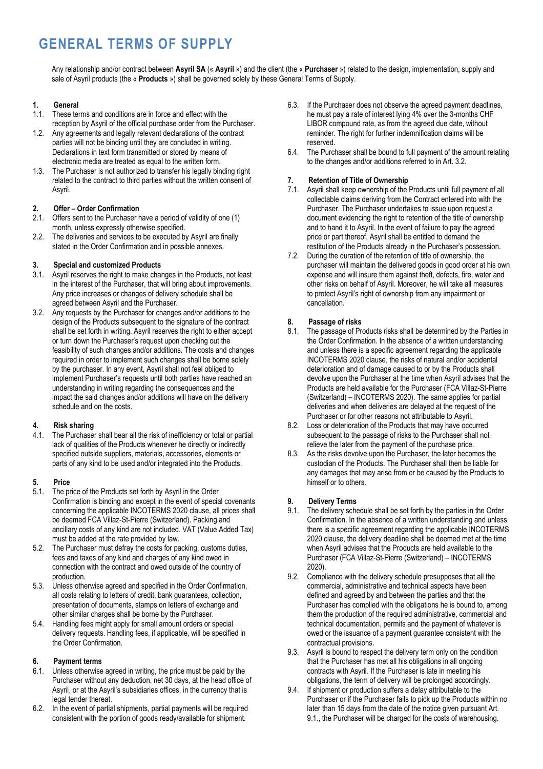# GENERAL TERMS OF SUPPLY

Any relationship and/or contract between **Asyril SA** (« **Asyril** ») and the client (the « **Purchaser** ») related to the design, implementation, supply and sale of Asyril products (the « **Products** ») shall be governed solely by these General Terms of Supply.

## 1. General

1.1. These terms and conditions are in force and effect with the reception by Asyril of the official purchase order from the Purchaser.

1.2. Any agreements and legally relevant declarations of the contract parties will not be binding until they are concluded in writing. Declarations in text form transmitted or stored by means of electronic media are treated as equal to the written form.

1.3. The Purchaser is not authorized to transfer his legally binding right related to the contract to third parties without the written consent of Asyril.

## 2. Offer – Order Confirmation

2.1. Offers sent to the Purchaser have a period of validity of one (1) month, unless expressly otherwise specified.

2.2. The deliveries and services to be executed by Asyril are finally stated in the Order Confirmation and in possible annexes.

## 3. Special and customized Products

3.1. Asyril reserves the right to make changes in the Products, not least in the interest of the Purchaser, that will bring about improvements. Any price increases or changes of delivery schedule shall be agreed between Asyril and the Purchaser.

3.2. Any requests by the Purchaser for changes and/or additions to the design of the Products subsequent to the signature of the contract shall be set forth in writing. Asyril reserves the right to either accept or turn down the Purchaser's request upon checking out the feasibility of such changes and/or additions. The costs and changes required in order to implement such changes shall be borne solely by the purchaser. In any event, Asyril shall not feel obliged to implement Purchaser's requests until both parties have reached an understanding in writing regarding the consequences and the impact the said changes and/or additions will have on the delivery schedule and on the costs.

## 4. Risk sharing

4.1. The Purchaser shall bear all the risk of inefficiency or total or partial lack of qualities of the Products whenever he directly or indirectly specified outside suppliers, materials, accessories, elements or parts of any kind to be used and/or integrated into the Products.

## 5. Price

5.1. The price of the Products set forth by Asyril in the Order Confirmation is binding and except in the event of special covenants concerning the applicable INCOTERMS 2020 clause, all prices shall be deemed FCA Villaz-St-Pierre (Switzerland). Packing and ancillary costs of any kind are not included. VAT (Value Added Tax) must be added at the rate provided by law.

5.2. The Purchaser must defray the costs for packing, customs duties, fees and taxes of any kind and charges of any kind owed in connection with the contract and owed outside of the country of production.

5.3. Unless otherwise agreed and specified in the Order Confirmation, all costs relating to letters of credit, bank guarantees, collection, presentation of documents, stamps on letters of exchange and other similar charges shall be borne by the Purchaser.

5.4. Handling fees might apply for small amount orders or special delivery requests. Handling fees, if applicable, will be specified in the Order Confirmation.

## 6. Payment terms

6.1. Unless otherwise agreed in writing, the price must be paid by the Purchaser without any deduction, net 30 days, at the head office of Asyril, or at the Asyril's subsidiaries offices, in the currency that is legal tender thereat.

6.2. In the event of partial shipments, partial payments will be required consistent with the portion of goods ready/available for shipment.

6.3. If the Purchaser does not observe the agreed payment deadlines, he must pay a rate of interest lying 4% over the 3-months CHF LIBOR compound rate, as from the agreed due date, without reminder. The right for further indemnification claims will be reserved.

6.4. The Purchaser shall be bound to full payment of the amount relating to the changes and/or additions referred to in Art. 3.2.

## 7. Retention of Title of Ownership

7.1. Asyril shall keep ownership of the Products until full payment of all collectable claims deriving from the Contract entered into with the Purchaser. The Purchaser undertakes to issue upon request a document evidencing the right to retention of the title of ownership and to hand it to Asyril. In the event of failure to pay the agreed price or part thereof, Asyril shall be entitled to demand the restitution of the Products already in the Purchaser's possession.

7.2. During the duration of the retention of title of ownership, the purchaser will maintain the delivered goods in good order at his own expense and will insure them against theft, defects, fire, water and other risks on behalf of Asyril. Moreover, he will take all measures to protect Asyril's right of ownership from any impairment or cancellation.

## 8. Passage of risks

8.1. The passage of Products risks shall be determined by the Parties in the Order Confirmation. In the absence of a written understanding and unless there is a specific agreement regarding the applicable INCOTERMS 2020 clause, the risks of natural and/or accidental deterioration and of damage caused to or by the Products shall devolve upon the Purchaser at the time when Asyril advises that the Products are held available for the Purchaser (FCA Villaz-St-Pierre (Switzerland) – INCOTERMS 2020). The same applies for partial deliveries and when deliveries are delayed at the request of the Purchaser or for other reasons not attributable to Asyril.

8.2. Loss or deterioration of the Products that may have occurred subsequent to the passage of risks to the Purchaser shall not relieve the later from the payment of the purchase price.

8.3. As the risks devolve upon the Purchaser, the later becomes the custodian of the Products. The Purchaser shall then be liable for any damages that may arise from or be caused by the Products to himself or to others.

## 9. Delivery Terms

9.1. The delivery schedule shall be set forth by the parties in the Order Confirmation. In the absence of a written understanding and unless there is a specific agreement regarding the applicable INCOTERMS 2020 clause, the delivery deadline shall be deemed met at the time when Asyril advises that the Products are held available to the Purchaser (FCA Villaz-St-Pierre (Switzerland) – INCOTERMS 2020).

9.2. Compliance with the delivery schedule presupposes that all the commercial, administrative and technical aspects have been defined and agreed by and between the parties and that the Purchaser has complied with the obligations he is bound to, among them the production of the required administrative, commercial and technical documentation, permits and the payment of whatever is owed or the issuance of a payment guarantee consistent with the contractual provisions.

9.3. Asyril is bound to respect the delivery term only on the condition that the Purchaser has met all his obligations in all ongoing contracts with Asyril. If the Purchaser is late in meeting his obligations, the term of delivery will be prolonged accordingly.

9.4. If shipment or production suffers a delay attributable to the Purchaser or if the Purchaser fails to pick up the Products within no later than 15 days from the date of the notice given pursuant Art. 9.1., the Purchaser will be charged for the costs of warehousing.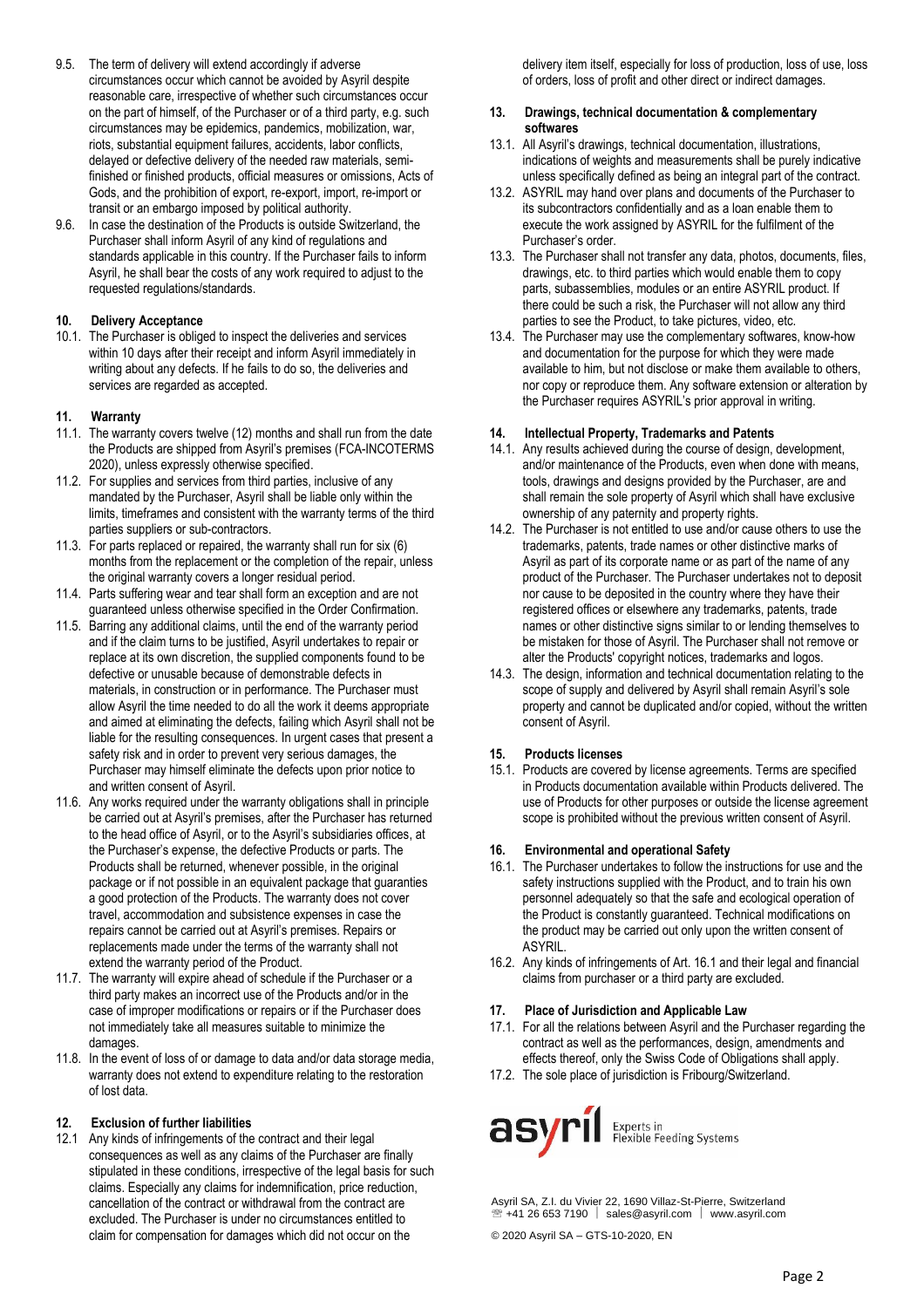9.5. The term of delivery will extend accordingly if adverse circumstances occur which cannot be avoided by Asyril despite reasonable care, irrespective of whether such circumstances occur on the part of himself, of the Purchaser or of a third party, e.g. such circumstances may be epidemics, pandemics, mobilization, war, riots, substantial equipment failures, accidents, labor conflicts, delayed or defective delivery of the needed raw materials, semi-finished or finished products, official measures or omissions, Acts of Gods, and the prohibition of export, re-export, import, re-import or transit or an embargo imposed by political authority.

9.6. In case the destination of the Products is outside Switzerland, the Purchaser shall inform Asyril of any kind of regulations and standards applicable in this country. If the Purchaser fails to inform Asyril, he shall bear the costs of any work required to adjust to the requested regulations/standards.

## 10. Delivery Acceptance

10.1. The Purchaser is obliged to inspect the deliveries and services within 10 days after their receipt and inform Asyril immediately in writing about any defects. If he fails to do so, the deliveries and services are regarded as accepted.

## 11. Warranty

11.1. The warranty covers twelve (12) months and shall run from the date the Products are shipped from Asyril's premises (FCA-INCOTERMS 2020), unless expressly otherwise specified.

11.2. For supplies and services from third parties, inclusive of any mandated by the Purchaser, Asyril shall be liable only within the limits, timeframes and consistent with the warranty terms of the third parties suppliers or sub-contractors.

11.3. For parts replaced or repaired, the warranty shall run for six (6) months from the replacement or the completion of the repair, unless the original warranty covers a longer residual period.

11.4. Parts suffering wear and tear shall form an exception and are not guaranteed unless otherwise specified in the Order Confirmation.

11.5. Barring any additional claims, until the end of the warranty period and if the claim turns to be justified, Asyril undertakes to repair or replace at its own discretion, the supplied components found to be defective or unusable because of demonstrable defects in materials, in construction or in performance. The Purchaser must allow Asyril the time needed to do all the work it deems appropriate and aimed at eliminating the defects, failing which Asyril shall not be liable for the resulting consequences. In urgent cases that present a safety risk and in order to prevent very serious damages, the Purchaser may himself eliminate the defects upon prior notice to and written consent of Asyril.

11.6. Any works required under the warranty obligations shall in principle be carried out at Asyril's premises, after the Purchaser has returned to the head office of Asyril, or to the Asyril's subsidiaries offices, at the Purchaser's expense, the defective Products or parts. The Products shall be returned, whenever possible, in the original package or if not possible in an equivalent package that guaranties a good protection of the Products. The warranty does not cover travel, accommodation and subsistence expenses in case the repairs cannot be carried out at Asyril's premises. Repairs or replacements made under the terms of the warranty shall not extend the warranty period of the Product.

11.7. The warranty will expire ahead of schedule if the Purchaser or a third party makes an incorrect use of the Products and/or in the case of improper modifications or repairs or if the Purchaser does not immediately take all measures suitable to minimize the damages.

11.8. In the event of loss of or damage to data and/or data storage media, warranty does not extend to expenditure relating to the restoration of lost data.

## 12. Exclusion of further liabilities

12.1 Any kinds of infringements of the contract and their legal consequences as well as any claims of the Purchaser are finally stipulated in these conditions, irrespective of the legal basis for such claims. Especially any claims for indemnification, price reduction, cancellation of the contract or withdrawal from the contract are excluded. The Purchaser is under no circumstances entitled to claim for compensation for damages which did not occur on the delivery item itself, especially for loss of production, loss of use, loss of orders, loss of profit and other direct or indirect damages.

## 13. Drawings, technical documentation & complementary softwares

13.1. All Asyril's drawings, technical documentation, illustrations, indications of weights and measurements shall be purely indicative unless specifically defined as being an integral part of the contract.

13.2. ASYRIL may hand over plans and documents of the Purchaser to its subcontractors confidentially and as a loan enable them to execute the work assigned by ASYRIL for the fulfilment of the Purchaser's order.

13.3. The Purchaser shall not transfer any data, photos, documents, files, drawings, etc. to third parties which would enable them to copy parts, subassemblies, modules or an entire ASYRIL product. If there could be such a risk, the Purchaser will not allow any third parties to see the Product, to take pictures, video, etc.

13.4. The Purchaser may use the complementary softwares, know-how and documentation for the purpose for which they were made available to him, but not disclose or make them available to others, nor copy or reproduce them. Any software extension or alteration by the Purchaser requires ASYRIL's prior approval in writing.

## 14. Intellectual Property, Trademarks and Patents

14.1. Any results achieved during the course of design, development, and/or maintenance of the Products, even when done with means, tools, drawings and designs provided by the Purchaser, are and shall remain the sole property of Asyril which shall have exclusive ownership of any paternity and property rights.

14.2. The Purchaser is not entitled to use and/or cause others to use the trademarks, patents, trade names or other distinctive marks of Asyril as part of its corporate name or as part of the name of any product of the Purchaser. The Purchaser undertakes not to deposit nor cause to be deposited in the country where they have their registered offices or elsewhere any trademarks, patents, trade names or other distinctive signs similar to or lending themselves to be mistaken for those of Asyril. The Purchaser shall not remove or alter the Products' copyright notices, trademarks and logos.

14.3. The design, information and technical documentation relating to the scope of supply and delivered by Asyril shall remain Asyril's sole property and cannot be duplicated and/or copied, without the written consent of Asyril.

## 15. Products licenses

15.1. Products are covered by license agreements. Terms are specified in Products documentation available within Products delivered. The use of Products for other purposes or outside the license agreement scope is prohibited without the previous written consent of Asyril.

## 16. Environmental and operational Safety

16.1. The Purchaser undertakes to follow the instructions for use and the safety instructions supplied with the Product, and to train his own personnel adequately so that the safe and ecological operation of the Product is constantly guaranteed. Technical modifications on the product may be carried out only upon the written consent of ASYRIL.

16.2. Any kinds of infringements of Art. 16.1 and their legal and financial claims from purchaser or a third party are excluded.

## 17. Place of Jurisdiction and Applicable Law

17.1. For all the relations between Asyril and the Purchaser regarding the contract as well as the performances, design, amendments and effects thereof, only the Swiss Code of Obligations shall apply.

17.2. The sole place of jurisdiction is Fribourg/Switzerland.

asyril Experts in Flexible Feeding Systems

Asyril SA, Z.I. du Vivier 22, 1690 Villaz-St-Pierre, Switzerland
☎ +41 26 653 7190 | sales@asyril.com | www.asyril.com

© 2020 Asyril SA – GTS-10-2020, EN